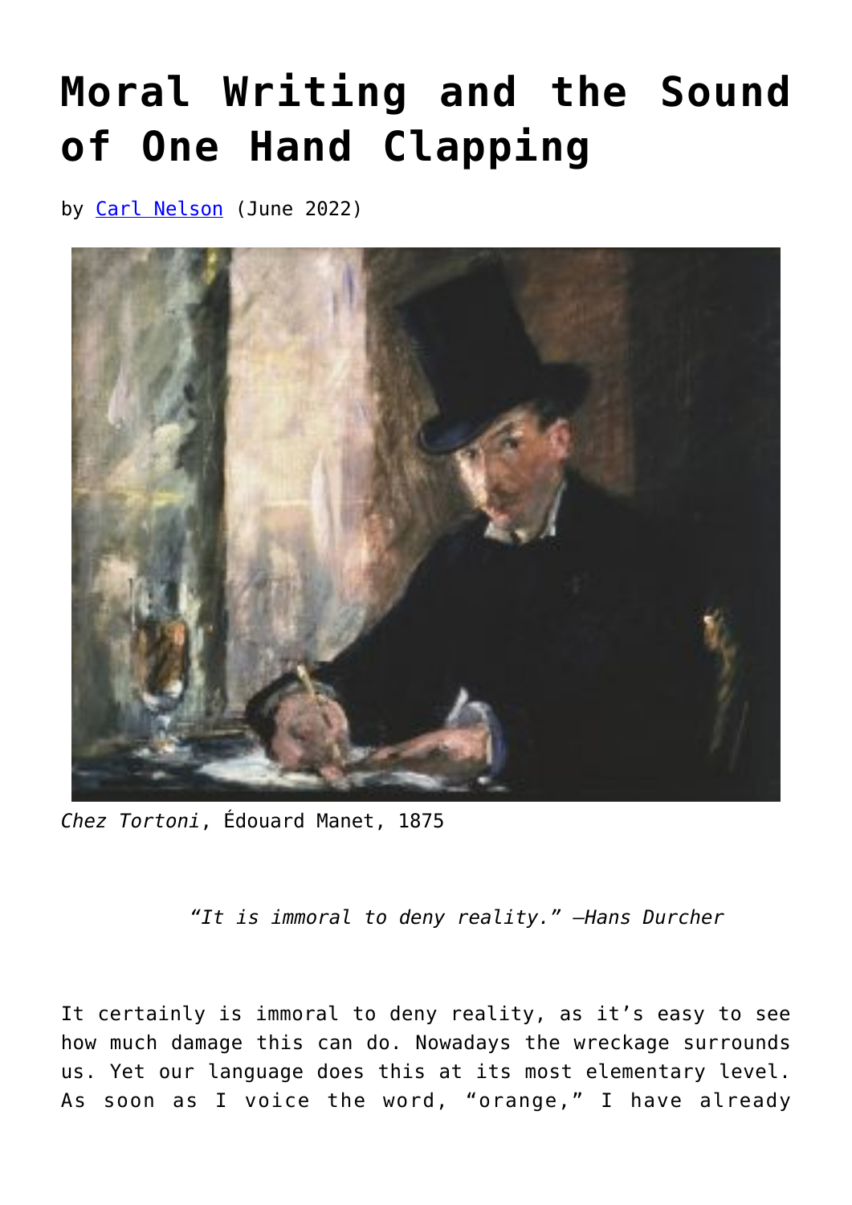# Moral Writing and the Sound of One Hand Clapping

by Carl Nelson (June 2022)

*Chez Tortoni*, Édouard Manet, 1875

*"It is immoral to deny reality." —Hans Durcher*

It certainly is immoral to deny reality, as it's easy to see how much damage this can do. Nowadays the wreckage surrounds us. Yet our language does this at its most elementary level. As soon as I voice the word, "orange," I have already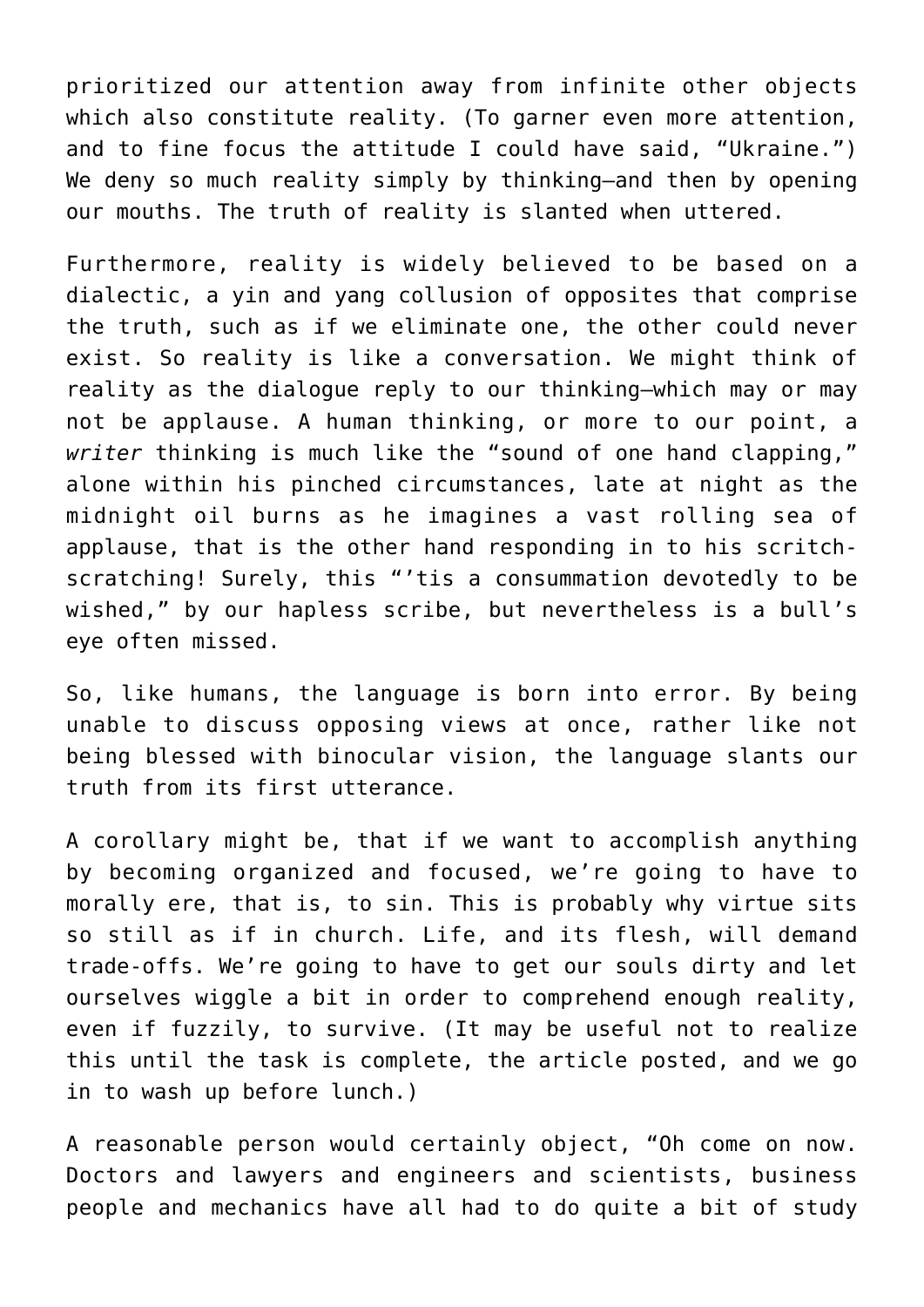prioritized our attention away from infinite other objects which also constitute reality. (To garner even more attention, and to fine focus the attitude I could have said, "Ukraine.") We deny so much reality simply by thinking—and then by opening our mouths. The truth of reality is slanted when uttered.

Furthermore, reality is widely believed to be based on a dialectic, a yin and yang collusion of opposites that comprise the truth, such as if we eliminate one, the other could never exist. So reality is like a conversation. We might think of reality as the dialogue reply to our thinking—which may or may not be applause. A human thinking, or more to our point, a *writer* thinking is much like the "sound of one hand clapping," alone within his pinched circumstances, late at night as the midnight oil burns as he imagines a vast rolling sea of applause, that is the other hand responding in to his scritch-scratching! Surely, this "'tis a consummation devotedly to be wished," by our hapless scribe, but nevertheless is a bull's eye often missed.

So, like humans, the language is born into error. By being unable to discuss opposing views at once, rather like not being blessed with binocular vision, the language slants our truth from its first utterance.

A corollary might be, that if we want to accomplish anything by becoming organized and focused, we're going to have to morally ere, that is, to sin. This is probably why virtue sits so still as if in church. Life, and its flesh, will demand trade-offs. We're going to have to get our souls dirty and let ourselves wiggle a bit in order to comprehend enough reality, even if fuzzily, to survive. (It may be useful not to realize this until the task is complete, the article posted, and we go in to wash up before lunch.)

A reasonable person would certainly object, "Oh come on now. Doctors and lawyers and engineers and scientists, business people and mechanics have all had to do quite a bit of study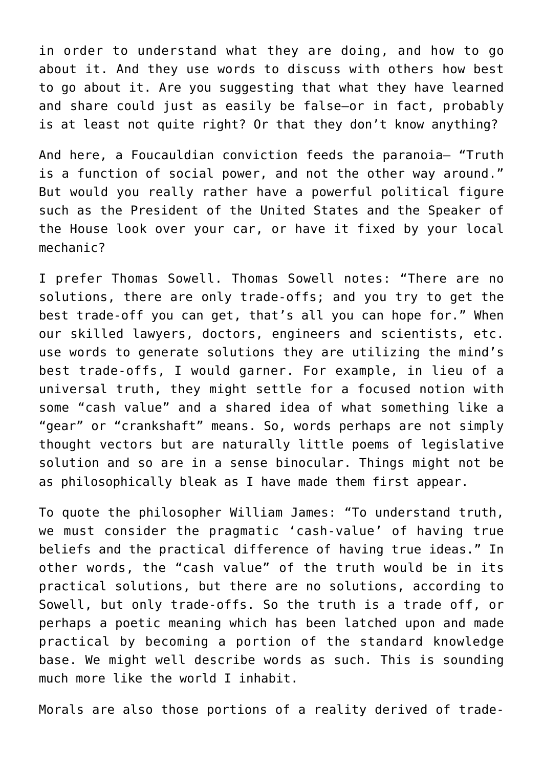in order to understand what they are doing, and how to go about it. And they use words to discuss with others how best to go about it. Are you suggesting that what they have learned and share could just as easily be false—or in fact, probably is at least not quite right? Or that they don't know anything?

And here, a Foucauldian conviction feeds the paranoia— "Truth is a function of social power, and not the other way around." But would you really rather have a powerful political figure such as the President of the United States and the Speaker of the House look over your car, or have it fixed by your local mechanic?

I prefer Thomas Sowell. Thomas Sowell notes: "There are no solutions, there are only trade-offs; and you try to get the best trade-off you can get, that's all you can hope for." When our skilled lawyers, doctors, engineers and scientists, etc. use words to generate solutions they are utilizing the mind's best trade-offs, I would garner. For example, in lieu of a universal truth, they might settle for a focused notion with some "cash value" and a shared idea of what something like a "gear" or "crankshaft" means. So, words perhaps are not simply thought vectors but are naturally little poems of legislative solution and so are in a sense binocular. Things might not be as philosophically bleak as I have made them first appear.

To quote the philosopher William James: "To understand truth, we must consider the pragmatic 'cash-value' of having true beliefs and the practical difference of having true ideas." In other words, the "cash value" of the truth would be in its practical solutions, but there are no solutions, according to Sowell, but only trade-offs. So the truth is a trade off, or perhaps a poetic meaning which has been latched upon and made practical by becoming a portion of the standard knowledge base. We might well describe words as such. This is sounding much more like the world I inhabit.

Morals are also those portions of a reality derived of trade-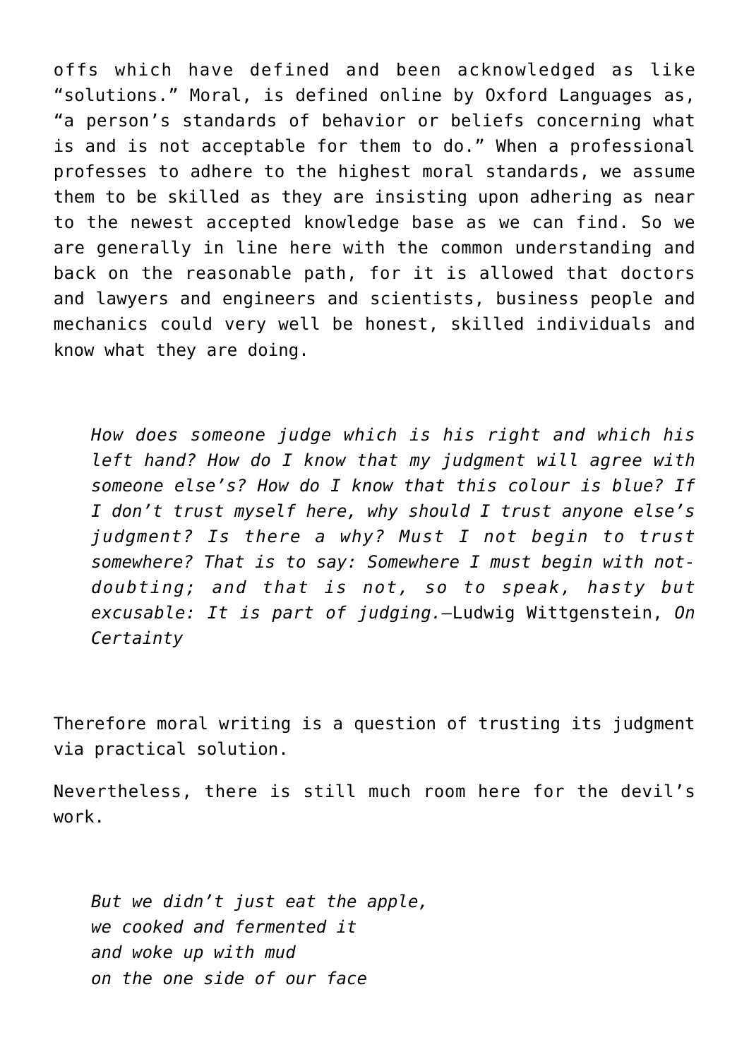offs which have defined and been acknowledged as like "solutions." Moral, is defined online by Oxford Languages as, "a person's standards of behavior or beliefs concerning what is and is not acceptable for them to do." When a professional professes to adhere to the highest moral standards, we assume them to be skilled as they are insisting upon adhering as near to the newest accepted knowledge base as we can find. So we are generally in line here with the common understanding and back on the reasonable path, for it is allowed that doctors and lawyers and engineers and scientists, business people and mechanics could very well be honest, skilled individuals and know what they are doing.

> *How does someone judge which is his right and which his left hand? How do I know that my judgment will agree with someone else's? How do I know that this colour is blue? If I don't trust myself here, why should I trust anyone else's judgment? Is there a why? Must I not begin to trust somewhere? That is to say: Somewhere I must begin with not-doubting; and that is not, so to speak, hasty but excusable: It is part of judging.*—Ludwig Wittgenstein, *On Certainty*

Therefore moral writing is a question of trusting its judgment via practical solution.

Nevertheless, there is still much room here for the devil's work.

> *But we didn't just eat the apple,*
> *we cooked and fermented it*
> *and woke up with mud*
> *on the one side of our face*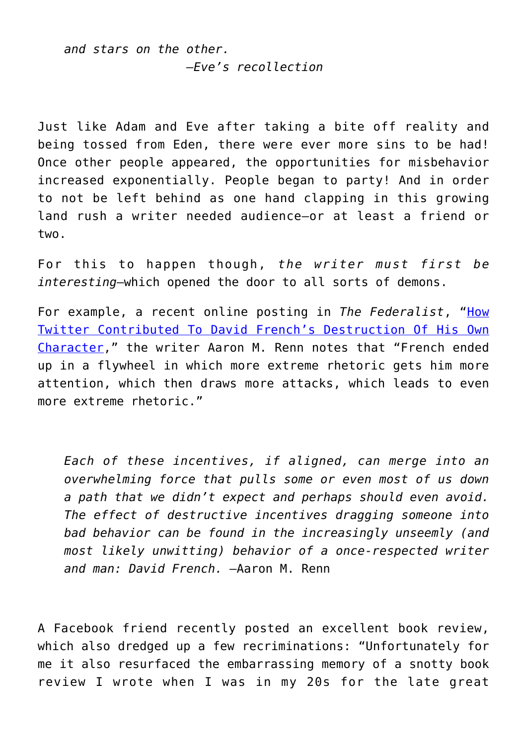> *and stars on the other.*
> *—Eve's recollection*

Just like Adam and Eve after taking a bite off reality and being tossed from Eden, there were ever more sins to be had! Once other people appeared, the opportunities for misbehavior increased exponentially. People began to party! And in order to not be left behind as one hand clapping in this growing land rush a writer needed audience—or at least a friend or two.

For this to happen though, *the writer must first be interesting*—which opened the door to all sorts of demons.

For example, a recent online posting in *The Federalist*, "How Twitter Contributed To David French's Destruction Of His Own Character," the writer Aaron M. Renn notes that "French ended up in a flywheel in which more extreme rhetoric gets him more attention, which then draws more attacks, which leads to even more extreme rhetoric."

> *Each of these incentives, if aligned, can merge into an overwhelming force that pulls some or even most of us down a path that we didn't expect and perhaps should even avoid. The effect of destructive incentives dragging someone into bad behavior can be found in the increasingly unseemly (and most likely unwitting) behavior of a once-respected writer and man: David French.* —Aaron M. Renn

A Facebook friend recently posted an excellent book review, which also dredged up a few recriminations: "Unfortunately for me it also resurfaced the embarrassing memory of a snotty book review I wrote when I was in my 20s for the late great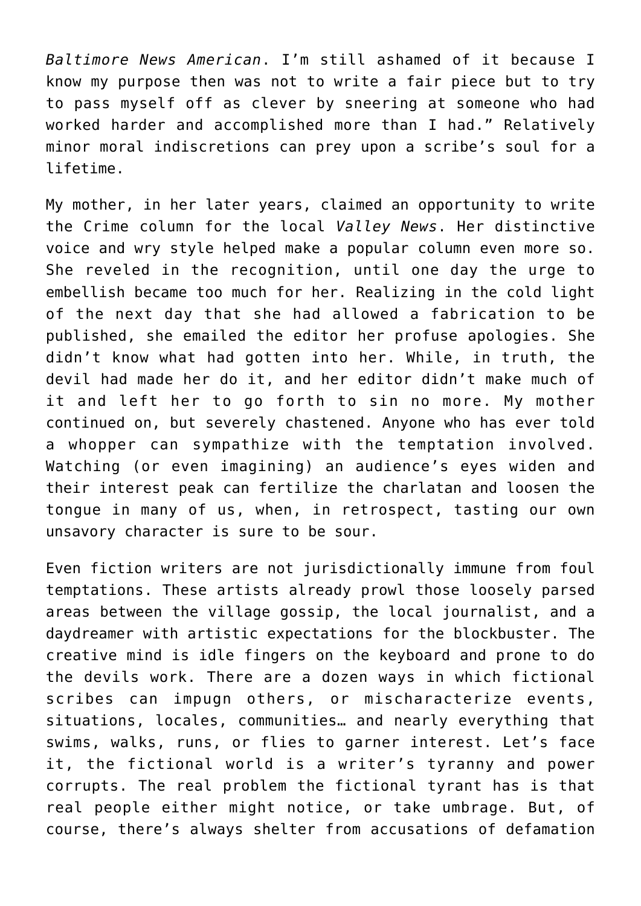*Baltimore News American*. I'm still ashamed of it because I know my purpose then was not to write a fair piece but to try to pass myself off as clever by sneering at someone who had worked harder and accomplished more than I had." Relatively minor moral indiscretions can prey upon a scribe's soul for a lifetime.

My mother, in her later years, claimed an opportunity to write the Crime column for the local *Valley News*. Her distinctive voice and wry style helped make a popular column even more so. She reveled in the recognition, until one day the urge to embellish became too much for her. Realizing in the cold light of the next day that she had allowed a fabrication to be published, she emailed the editor her profuse apologies. She didn't know what had gotten into her. While, in truth, the devil had made her do it, and her editor didn't make much of it and left her to go forth to sin no more. My mother continued on, but severely chastened. Anyone who has ever told a whopper can sympathize with the temptation involved. Watching (or even imagining) an audience's eyes widen and their interest peak can fertilize the charlatan and loosen the tongue in many of us, when, in retrospect, tasting our own unsavory character is sure to be sour.

Even fiction writers are not jurisdictionally immune from foul temptations. These artists already prowl those loosely parsed areas between the village gossip, the local journalist, and a daydreamer with artistic expectations for the blockbuster. The creative mind is idle fingers on the keyboard and prone to do the devils work. There are a dozen ways in which fictional scribes can impugn others, or mischaracterize events, situations, locales, communities… and nearly everything that swims, walks, runs, or flies to garner interest. Let's face it, the fictional world is a writer's tyranny and power corrupts. The real problem the fictional tyrant has is that real people either might notice, or take umbrage. But, of course, there's always shelter from accusations of defamation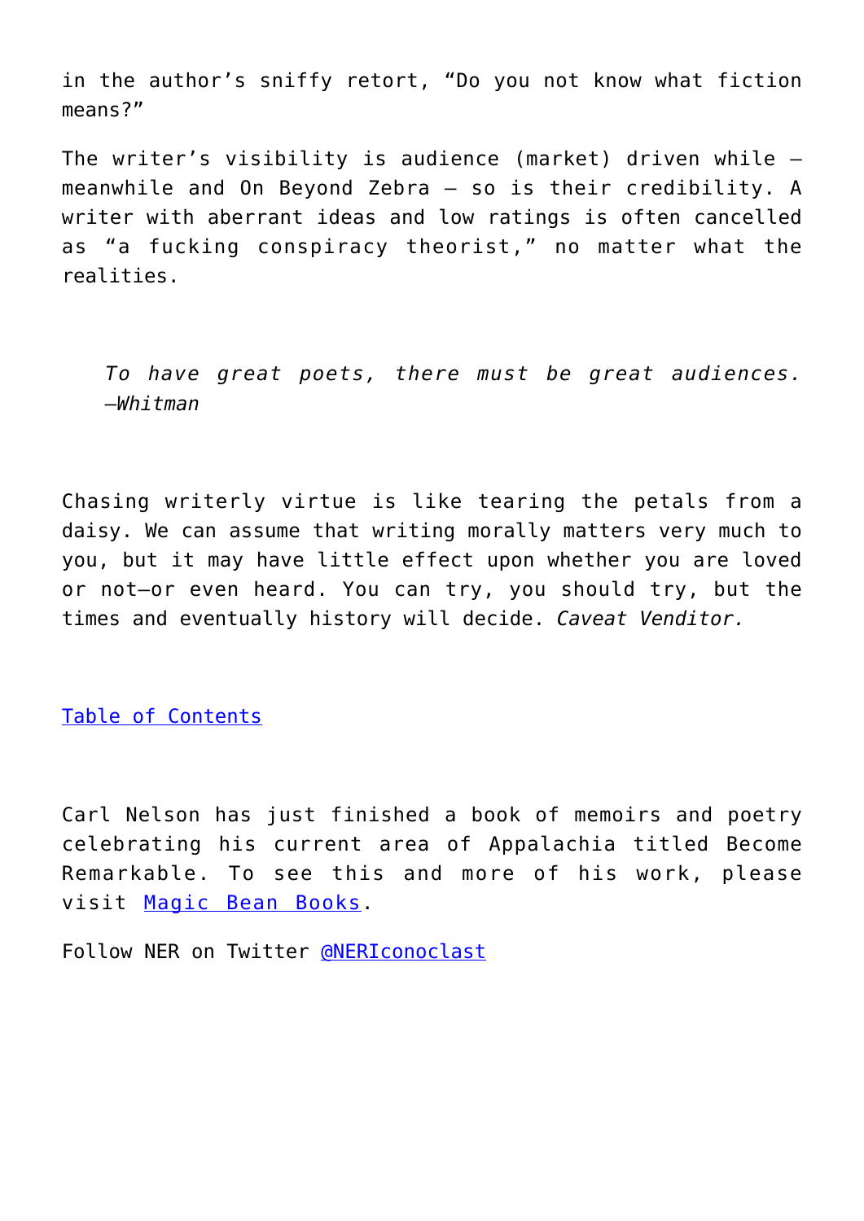in the author's sniffy retort, "Do you not know what fiction means?"

The writer's visibility is audience (market) driven while – meanwhile and On Beyond Zebra – so is their credibility. A writer with aberrant ideas and low ratings is often cancelled as "a fucking conspiracy theorist," no matter what the realities.

> *To have great poets, there must be great audiences. —Whitman*

Chasing writerly virtue is like tearing the petals from a daisy. We can assume that writing morally matters very much to you, but it may have little effect upon whether you are loved or not—or even heard. You can try, you should try, but the times and eventually history will decide. *Caveat Venditor.*

Table of Contents

Carl Nelson has just finished a book of memoirs and poetry celebrating his current area of Appalachia titled Become Remarkable. To see this and more of his work, please visit Magic Bean Books.

Follow NER on Twitter @NERIconoclast